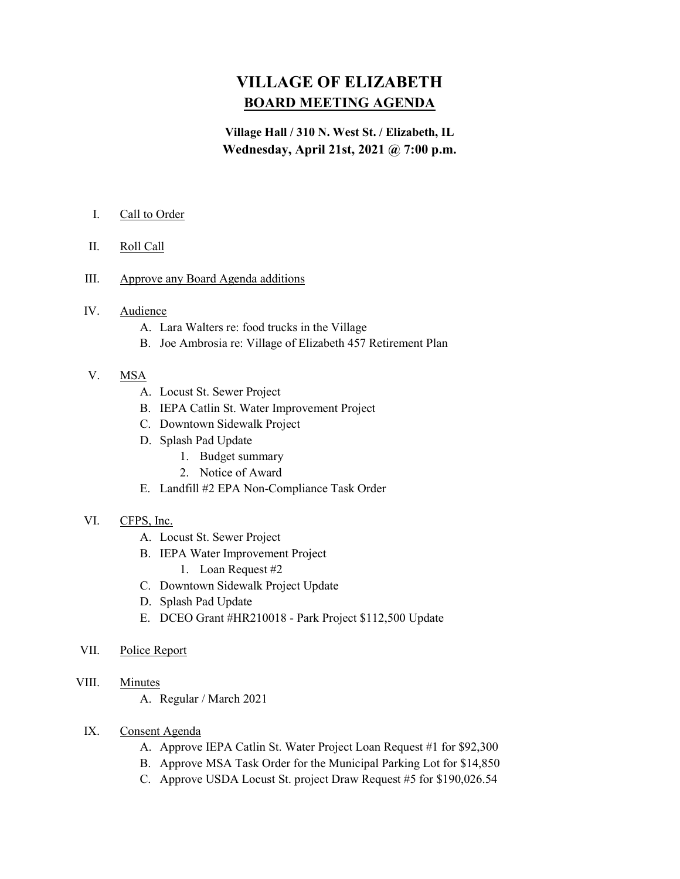# VILLAGE OF ELIZABETH

## BOARD MEETING AGENDA

**Village Hall / 310 N. West St. / Elizabeth, IL**
**Wednesday, April 21st, 2021 @ 7:00 p.m.**

I. Call to Order

II. Roll Call

III. Approve any Board Agenda additions

IV. Audience
- A. Lara Walters re: food trucks in the Village
- B. Joe Ambrosia re: Village of Elizabeth 457 Retirement Plan

V. MSA
- A. Locust St. Sewer Project
- B. IEPA Catlin St. Water Improvement Project
- C. Downtown Sidewalk Project
- D. Splash Pad Update
  1. Budget summary
  2. Notice of Award
- E. Landfill #2 EPA Non-Compliance Task Order

VI. CFPS, Inc.
- A. Locust St. Sewer Project
- B. IEPA Water Improvement Project
  1. Loan Request #2
- C. Downtown Sidewalk Project Update
- D. Splash Pad Update
- E. DCEO Grant #HR210018 - Park Project $112,500 Update

VII. Police Report

VIII. Minutes
- A. Regular / March 2021

IX. Consent Agenda
- A. Approve IEPA Catlin St. Water Project Loan Request #1 for $92,300
- B. Approve MSA Task Order for the Municipal Parking Lot for $14,850
- C. Approve USDA Locust St. project Draw Request #5 for $190,026.54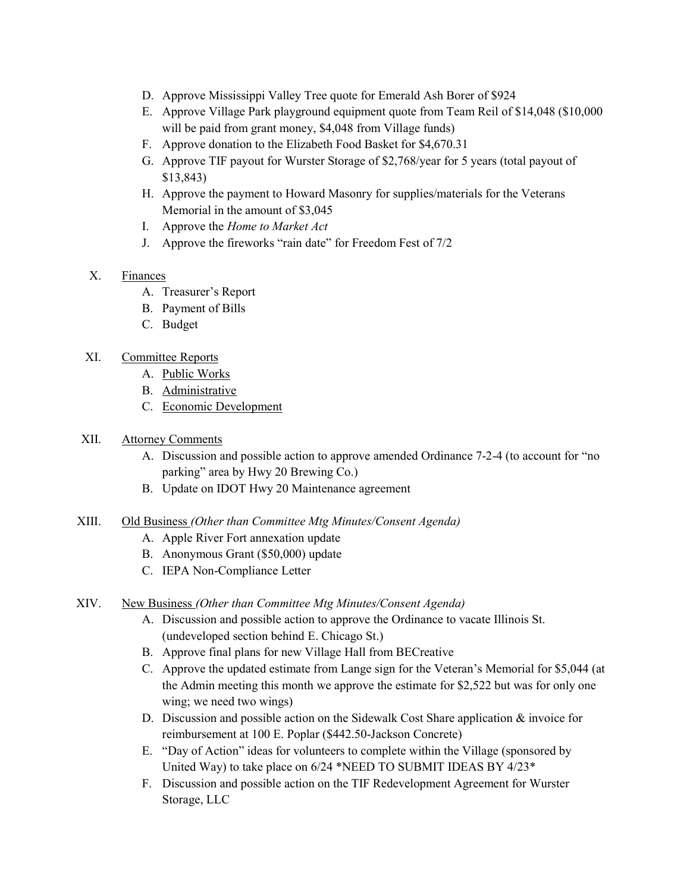D. Approve Mississippi Valley Tree quote for Emerald Ash Borer of $924
E. Approve Village Park playground equipment quote from Team Reil of $14,048 ($10,000 will be paid from grant money, $4,048 from Village funds)
F. Approve donation to the Elizabeth Food Basket for $4,670.31
G. Approve TIF payout for Wurster Storage of $2,768/year for 5 years (total payout of $13,843)
H. Approve the payment to Howard Masonry for supplies/materials for the Veterans Memorial in the amount of $3,045
I. Approve the *Home to Market Act*
J. Approve the fireworks "rain date" for Freedom Fest of 7/2

X. <u>Finances</u>
   A. Treasurer's Report
   B. Payment of Bills
   C. Budget

XI. <u>Committee Reports</u>
   A. <u>Public Works</u>
   B. <u>Administrative</u>
   C. <u>Economic Development</u>

XII. <u>Attorney Comments</u>
   A. Discussion and possible action to approve amended Ordinance 7-2-4 (to account for "no parking" area by Hwy 20 Brewing Co.)
   B. Update on IDOT Hwy 20 Maintenance agreement

XIII. <u>Old Business</u> *(Other than Committee Mtg Minutes/Consent Agenda)*
   A. Apple River Fort annexation update
   B. Anonymous Grant ($50,000) update
   C. IEPA Non-Compliance Letter

XIV. <u>New Business</u> *(Other than Committee Mtg Minutes/Consent Agenda)*
   A. Discussion and possible action to approve the Ordinance to vacate Illinois St. (undeveloped section behind E. Chicago St.)
   B. Approve final plans for new Village Hall from BECreative
   C. Approve the updated estimate from Lange sign for the Veteran's Memorial for $5,044 (at the Admin meeting this month we approve the estimate for $2,522 but was for only one wing; we need two wings)
   D. Discussion and possible action on the Sidewalk Cost Share application & invoice for reimbursement at 100 E. Poplar ($442.50-Jackson Concrete)
   E. "Day of Action" ideas for volunteers to complete within the Village (sponsored by United Way) to take place on 6/24 *NEED TO SUBMIT IDEAS BY 4/23*
   F. Discussion and possible action on the TIF Redevelopment Agreement for Wurster Storage, LLC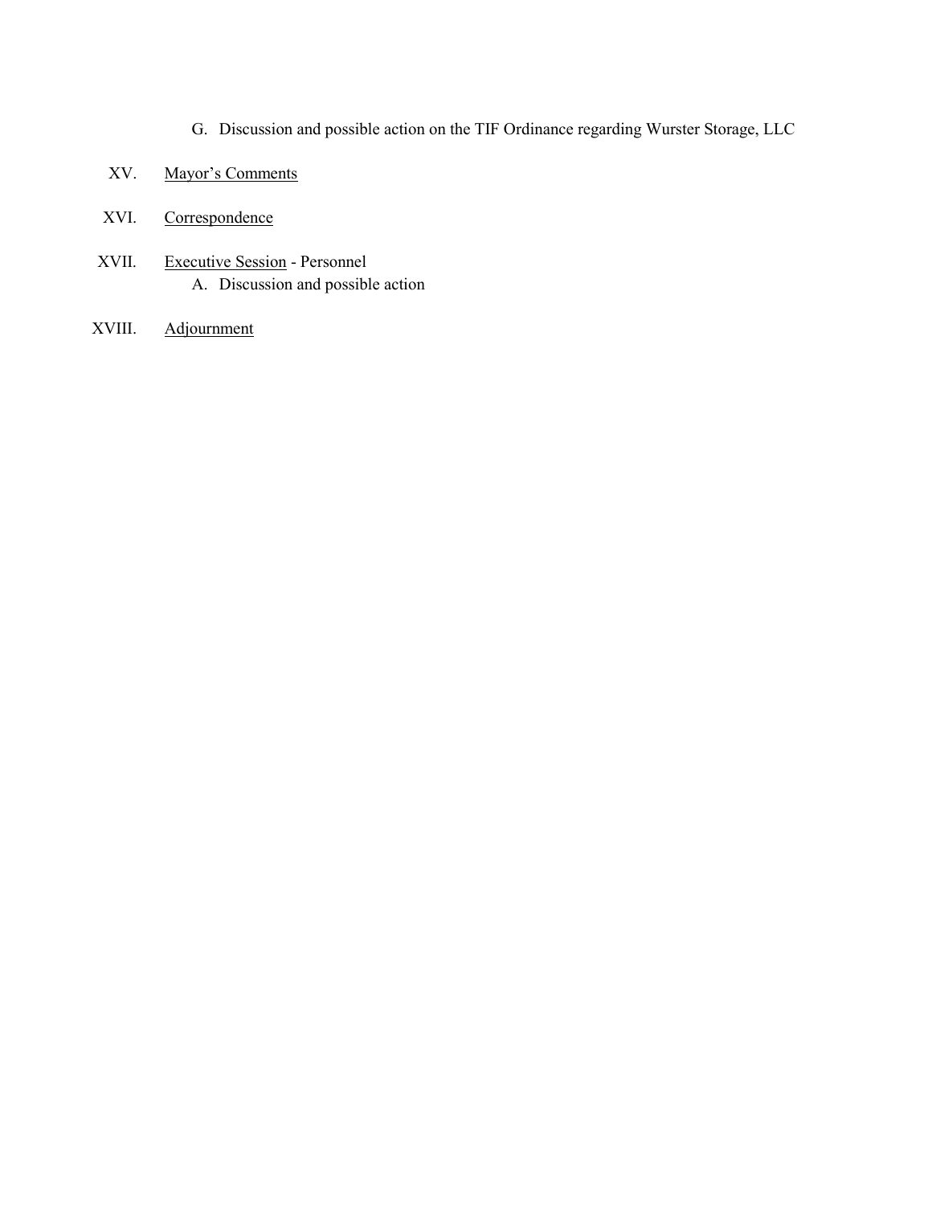G. Discussion and possible action on the TIF Ordinance regarding Wurster Storage, LLC

XV. Mayor's Comments

XVI. Correspondence

XVII. Executive Session - Personnel

A. Discussion and possible action

XVIII. Adjournment